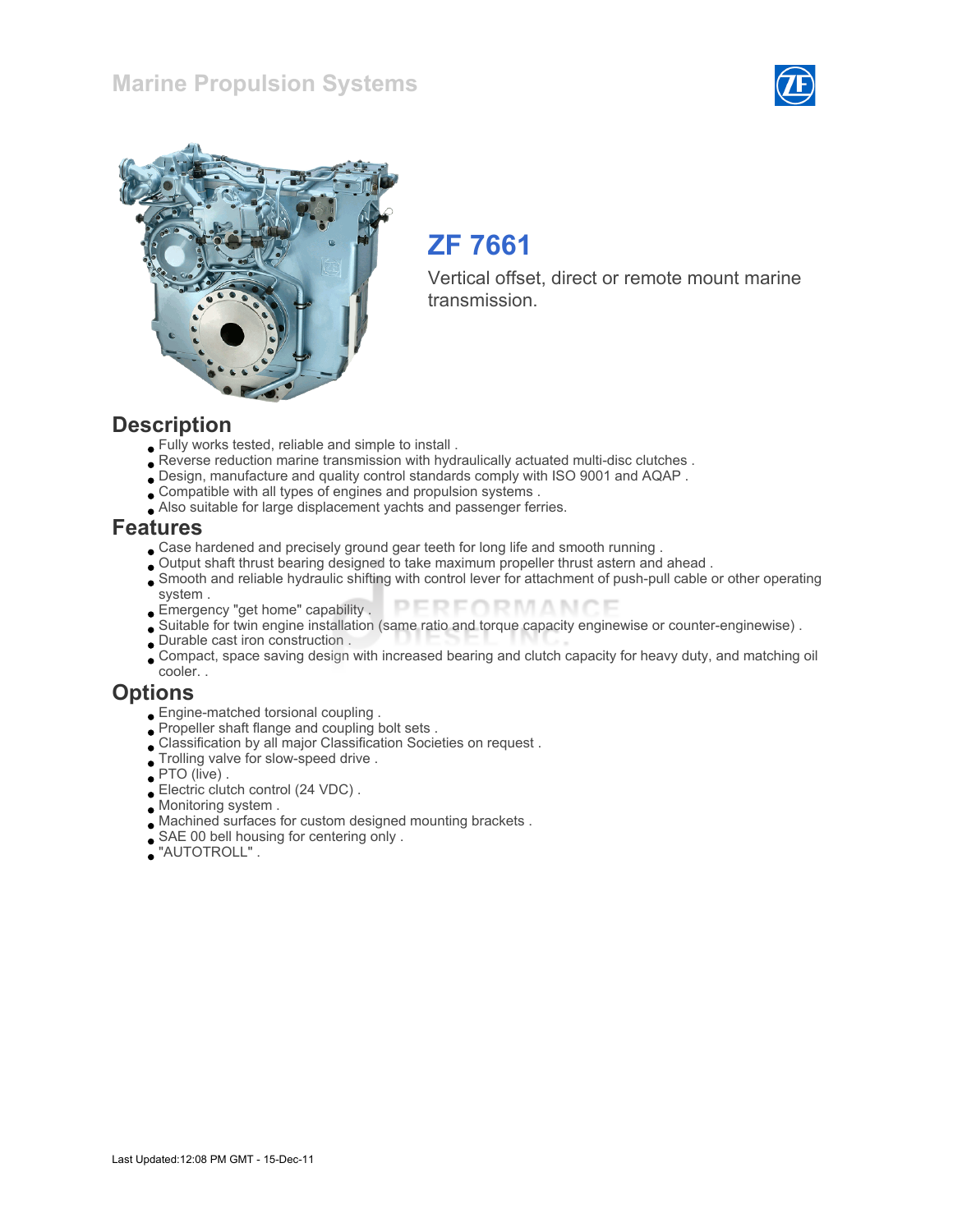# Marine Propulsion Systems

## ZF 7661

Vertical offset, direct or remote mount marine transmission.

## Description

- Fully works tested, reliable and simple to install .
- Reverse reduction marine transmission with hydraulically actuated multi-disc clutches .
- Design, manufacture and quality control standards comply with ISO 9001 and AQAP .
- Compatible with all types of engines and propulsion systems .
- Also suitable for large displacement yachts and passenger ferries.

## Features

- Case hardened and precisely ground gear teeth for long life and smooth running .
- Output shaft thrust bearing designed to take maximum propeller thrust astern and ahead .
- Smooth and reliable hydraulic shifting with control lever for attachment of push-pull cable or other operating system .
- Emergency "get home" capability .
- Suitable for twin engine installation (same ratio and torque capacity enginewise or counter-enginewise) .
- Durable cast iron construction .
- Compact, space saving design with increased bearing and clutch capacity for heavy duty, and matching oil cooler. .

## Options

- Engine-matched torsional coupling .
- Propeller shaft flange and coupling bolt sets .
- Classification by all major Classification Societies on request .
- Trolling valve for slow-speed drive .
- PTO (live) .
- Electric clutch control (24 VDC) .
- Monitoring system .
- Machined surfaces for custom designed mounting brackets .
- SAE 00 bell housing for centering only .
- "AUTOTROLL" .

Last Updated:12:08 PM GMT - 15-Dec-11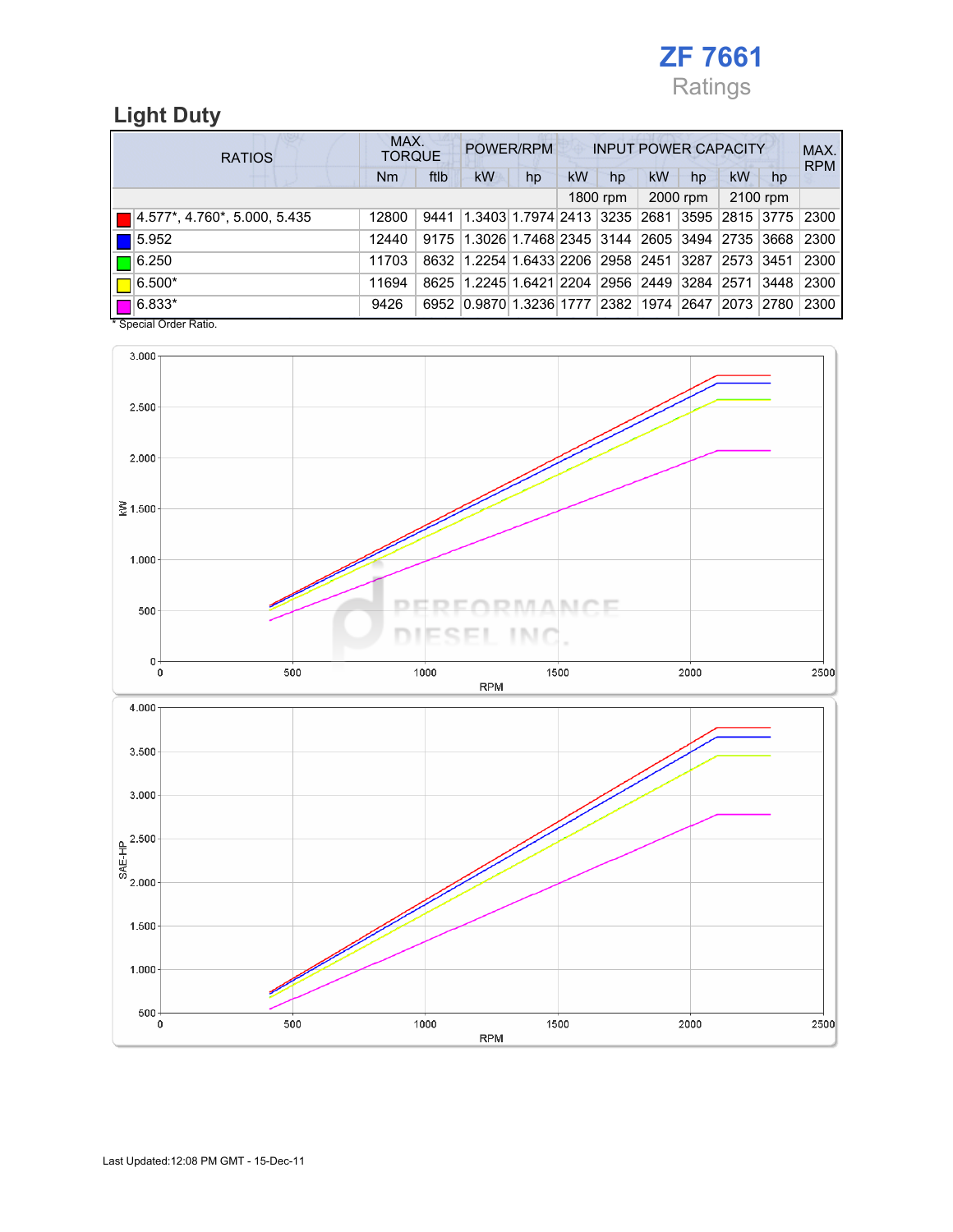# ZF 7661

Ratings

## Light Duty

| RATIOS | MAX. TORQUE | | POWER/RPM | | INPUT POWER CAPACITY | | | | | | MAX. RPM |
|---|---|---|---|---|---|---|---|---|---|---|---|
| | Nm | ftlb | kW | hp | kW | hp | kW | hp | kW | hp | |
| | | | | | 1800 rpm | | 2000 rpm | | 2100 rpm | | |
| 4.577*, 4.760*, 5.000, 5.435 | 12800 | 9441 | 1.3403 | 1.7974 | 2413 | 3235 | 2681 | 3595 | 2815 | 3775 | 2300 |
| 5.952 | 12440 | 9175 | 1.3026 | 1.7468 | 2345 | 3144 | 2605 | 3494 | 2735 | 3668 | 2300 |
| 6.250 | 11703 | 8632 | 1.2254 | 1.6433 | 2206 | 2958 | 2451 | 3287 | 2573 | 3451 | 2300 |
| 6.500* | 11694 | 8625 | 1.2245 | 1.6421 | 2204 | 2956 | 2449 | 3284 | 2571 | 3448 | 2300 |
| 6.833* | 9426 | 6952 | 0.9870 | 1.3236 | 1777 | 2382 | 1974 | 2647 | 2073 | 2780 | 2300 |

\* Special Order Ratio.

Last Updated:12:08 PM GMT - 15-Dec-11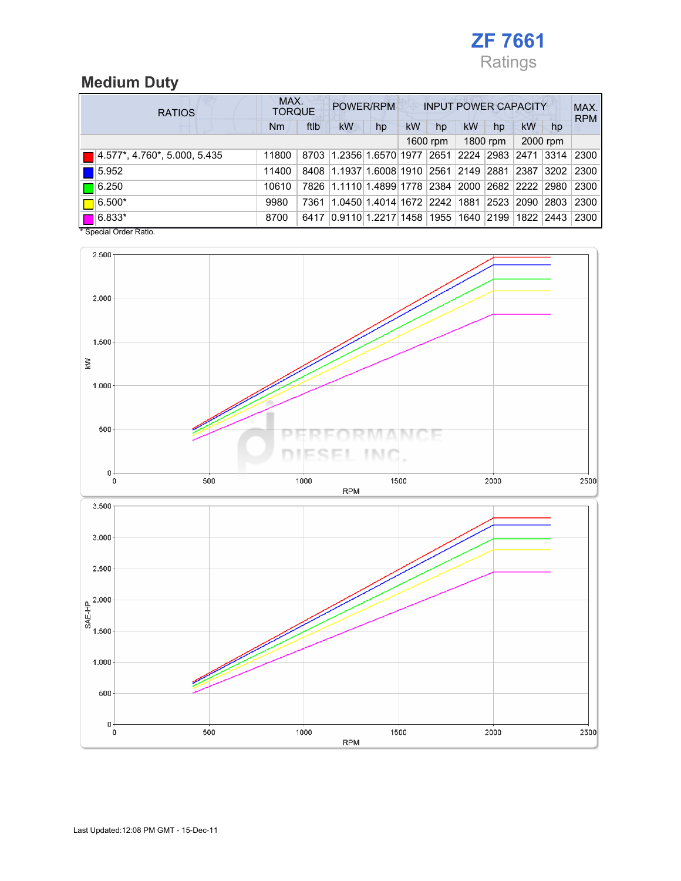# ZF 7661

Ratings

## Medium Duty

| RATIOS | MAX. TORQUE | | POWER/RPM | | INPUT POWER CAPACITY | | | | | | MAX. RPM |
|---|---|---|---|---|---|---|---|---|---|---|---|
| | Nm | ftlb | kW | hp | kW | hp | kW | hp | kW | hp | |
| | | | | | 1600 rpm | | 1800 rpm | | 2000 rpm | | |
| 4.577*, 4.760*, 5.000, 5.435 | 11800 | 8703 | 1.2356 | 1.6570 | 1977 | 2651 | 2224 | 2983 | 2471 | 3314 | 2300 |
| 5.952 | 11400 | 8408 | 1.1937 | 1.6008 | 1910 | 2561 | 2149 | 2881 | 2387 | 3202 | 2300 |
| 6.250 | 10610 | 7826 | 1.1110 | 1.4899 | 1778 | 2384 | 2000 | 2682 | 2222 | 2980 | 2300 |
| 6.500* | 9980 | 7361 | 1.0450 | 1.4014 | 1672 | 2242 | 1881 | 2523 | 2090 | 2803 | 2300 |
| 6.833* | 8700 | 6417 | 0.9110 | 1.2217 | 1458 | 1955 | 1640 | 2199 | 1822 | 2443 | 2300 |

\* Special Order Ratio.

Last Updated:12:08 PM GMT - 15-Dec-11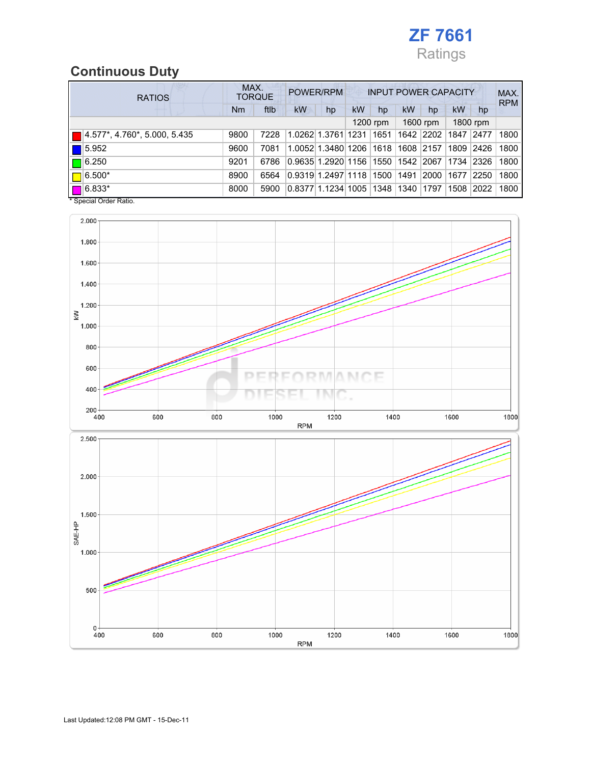# ZF 7661

Ratings

## Continuous Duty

| RATIOS | MAX. TORQUE | | POWER/RPM | | INPUT POWER CAPACITY | | | | | | MAX. RPM |
|---|---|---|---|---|---|---|---|---|---|---|---|
| | Nm | ftlb | kW | hp | kW | hp | kW | hp | kW | hp | |
| | | | | | 1200 rpm | | 1600 rpm | | 1800 rpm | | |
| 4.577*, 4.760*, 5.000, 5.435 | 9800 | 7228 | 1.0262 | 1.3761 | 1231 | 1651 | 1642 | 2202 | 1847 | 2477 | 1800 |
| 5.952 | 9600 | 7081 | 1.0052 | 1.3480 | 1206 | 1618 | 1608 | 2157 | 1809 | 2426 | 1800 |
| 6.250 | 9201 | 6786 | 0.9635 | 1.2920 | 1156 | 1550 | 1542 | 2067 | 1734 | 2326 | 1800 |
| 6.500* | 8900 | 6564 | 0.9319 | 1.2497 | 1118 | 1500 | 1491 | 2000 | 1677 | 2250 | 1800 |
| 6.833* | 8000 | 5900 | 0.8377 | 1.1234 | 1005 | 1348 | 1340 | 1797 | 1508 | 2022 | 1800 |

* Special Order Ratio.

Last Updated:12:08 PM GMT - 15-Dec-11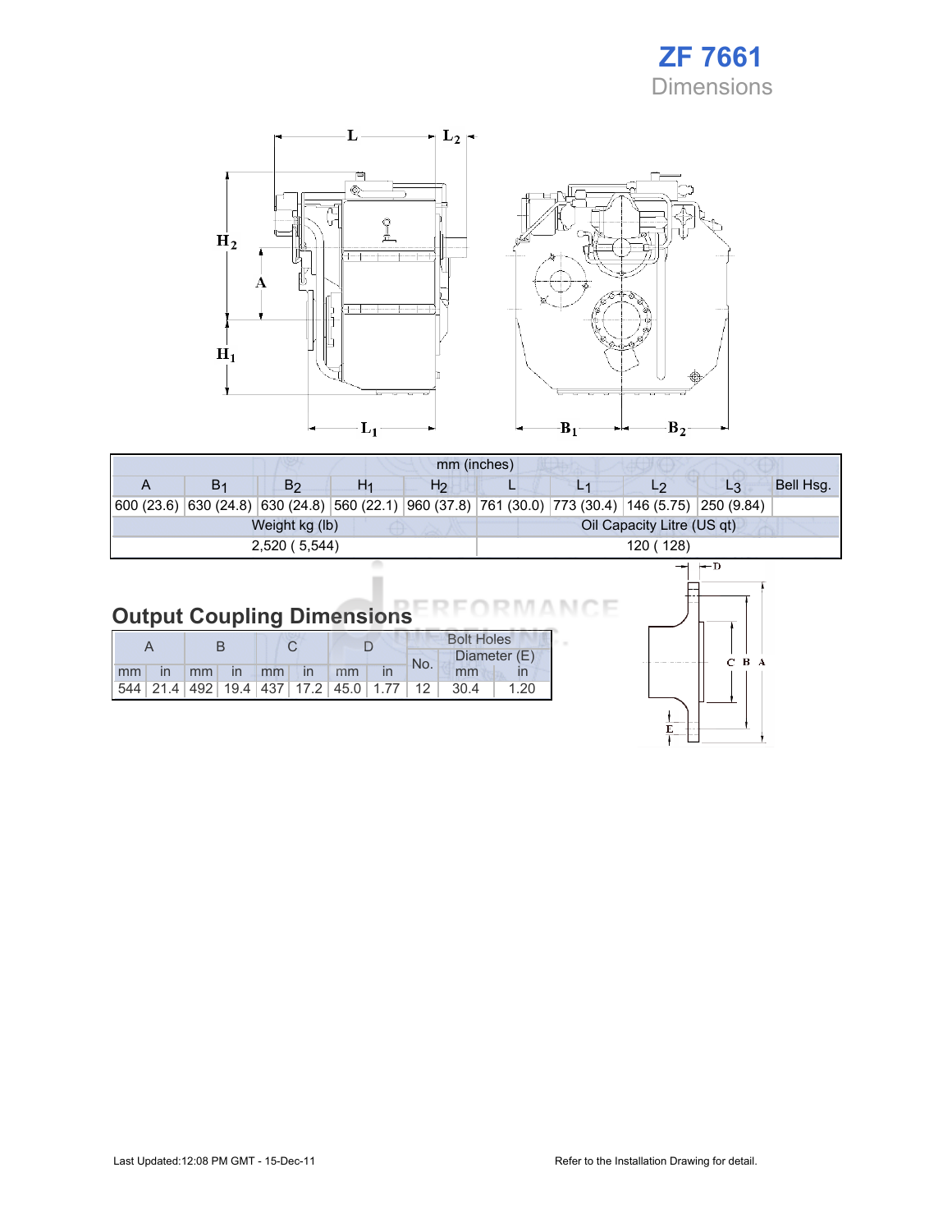# ZF 7661

## Dimensions

| mm (inches) | | | | | | | | | |
|---|---|---|---|---|---|---|---|---|---|
| A | $B_1$ | $B_2$ | $H_1$ | $H_2$ | L | $L_1$ | $L_2$ | $L_3$ | Bell Hsg. |
| 600 (23.6) | 630 (24.8) | 630 (24.8) | 560 (22.1) | 960 (37.8) | 761 (30.0) | 773 (30.4) | 146 (5.75) | 250 (9.84) | |
| Weight kg (lb) | | | | | Oil Capacity Litre (US qt) | | | | |
| 2,520 ( 5,544) | | | | | 120 ( 128) | | | | |

## Output Coupling Dimensions

| A | | B | | C | | D | | Bolt Holes | | |
|---|---|---|---|---|---|---|---|---|---|---|
| | | | | | | | | No. | Diameter (E) | |
| mm | in | mm | in | mm | in | mm | in | | mm | in |
| 544 | 21.4 | 492 | 19.4 | 437 | 17.2 | 45.0 | 1.77 | 12 | 30.4 | 1.20 |

Last Updated:12:08 PM GMT - 15-Dec-11

Refer to the Installation Drawing for detail.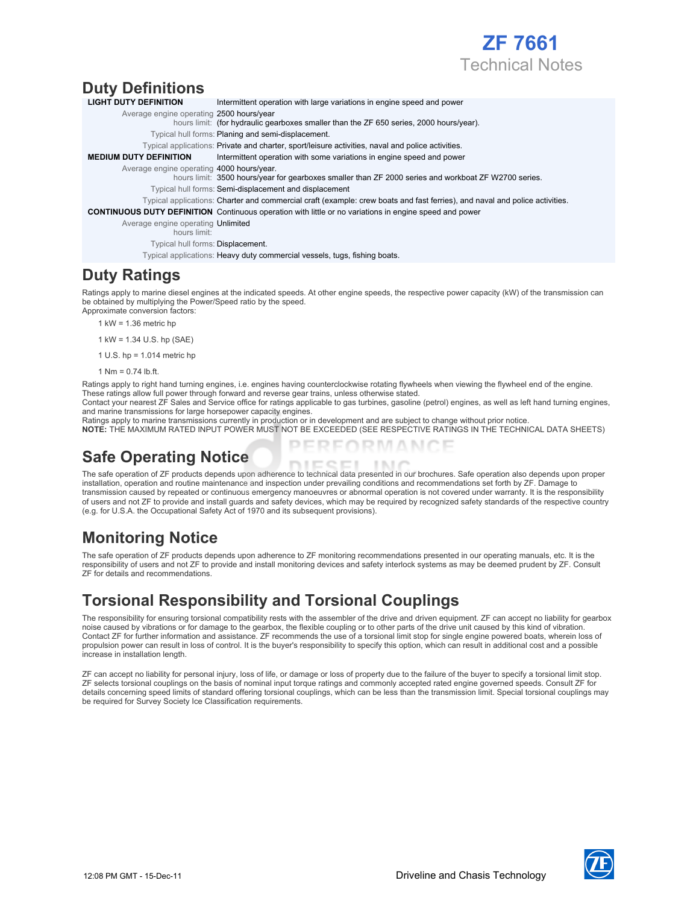# ZF 7661

Technical Notes

## Duty Definitions

| | |
|---|---|
| **LIGHT DUTY DEFINITION** | Intermittent operation with large variations in engine speed and power |
| Average engine operating hours limit: | 2500 hours/year (for hydraulic gearboxes smaller than the ZF 650 series, 2000 hours/year). |
| Typical hull forms: | Planing and semi-displacement. |
| Typical applications: | Private and charter, sport/leisure activities, naval and police activities. |
| **MEDIUM DUTY DEFINITION** | Intermittent operation with some variations in engine speed and power |
| Average engine operating hours limit: | 4000 hours/year. 3500 hours/year for gearboxes smaller than ZF 2000 series and workboat ZF W2700 series. |
| Typical hull forms: | Semi-displacement and displacement |
| Typical applications: | Charter and commercial craft (example: crew boats and fast ferries), and naval and police activities. |
| **CONTINUOUS DUTY DEFINITION** | Continuous operation with little or no variations in engine speed and power |
| Average engine operating hours limit: | Unlimited |
| Typical hull forms: | Displacement. |
| Typical applications: | Heavy duty commercial vessels, tugs, fishing boats. |

## Duty Ratings

Ratings apply to marine diesel engines at the indicated speeds. At other engine speeds, the respective power capacity (kW) of the transmission can be obtained by multiplying the Power/Speed ratio by the speed.
Approximate conversion factors:

1 kW = 1.36 metric hp

1 kW = 1.34 U.S. hp (SAE)

1 U.S. hp = 1.014 metric hp

1 Nm = 0.74 lb.ft.

Ratings apply to right hand turning engines, i.e. engines having counterclockwise rotating flywheels when viewing the flywheel end of the engine. These ratings allow full power through forward and reverse gear trains, unless otherwise stated.
Contact your nearest ZF Sales and Service office for ratings applicable to gas turbines, gasoline (petrol) engines, as well as left hand turning engines, and marine transmissions for large horsepower capacity engines.
Ratings apply to marine transmissions currently in production or in development and are subject to change without prior notice.
**NOTE:** THE MAXIMUM RATED INPUT POWER MUST NOT BE EXCEEDED (SEE RESPECTIVE RATINGS IN THE TECHNICAL DATA SHEETS)

## Safe Operating Notice

The safe operation of ZF products depends upon adherence to technical data presented in our brochures. Safe operation also depends upon proper installation, operation and routine maintenance and inspection under prevailing conditions and recommendations set forth by ZF. Damage to transmission caused by repeated or continuous emergency manoeuvres or abnormal operation is not covered under warranty. It is the responsibility of users and not ZF to provide and install guards and safety devices, which may be required by recognized safety standards of the respective country (e.g. for U.S.A. the Occupational Safety Act of 1970 and its subsequent provisions).

## Monitoring Notice

The safe operation of ZF products depends upon adherence to ZF monitoring recommendations presented in our operating manuals, etc. It is the responsibility of users and not ZF to provide and install monitoring devices and safety interlock systems as may be deemed prudent by ZF. Consult ZF for details and recommendations.

## Torsional Responsibility and Torsional Couplings

The responsibility for ensuring torsional compatibility rests with the assembler of the drive and driven equipment. ZF can accept no liability for gearbox noise caused by vibrations or for damage to the gearbox, the flexible coupling or to other parts of the drive unit caused by this kind of vibration. Contact ZF for further information and assistance. ZF recommends the use of a torsional limit stop for single engine powered boats, wherein loss of propulsion power can result in loss of control. It is the buyer's responsibility to specify this option, which can result in additional cost and a possible increase in installation length.

ZF can accept no liability for personal injury, loss of life, or damage or loss of property due to the failure of the buyer to specify a torsional limit stop. ZF selects torsional couplings on the basis of nominal input torque ratings and commonly accepted rated engine governed speeds. Consult ZF for details concerning speed limits of standard offering torsional couplings, which can be less than the transmission limit. Special torsional couplings may be required for Survey Society Ice Classification requirements.